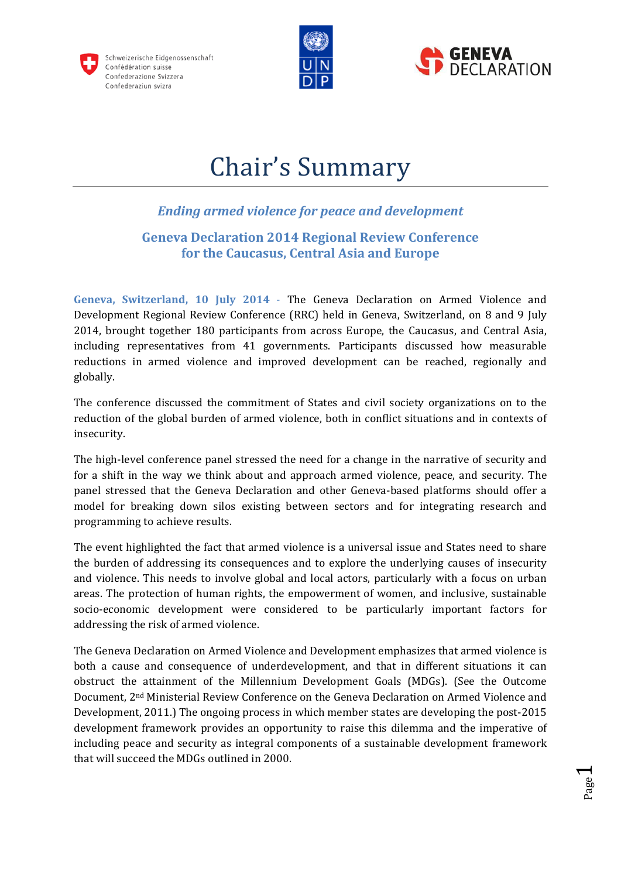Schweizerische Eidgenossenschaft
Confédération suisse
Confederazione Svizzera
Confederaziun svizra

UNDP

GENEVA DECLARATION

# Chair's Summary

### *Ending armed violence for peace and development*

### Geneva Declaration 2014 Regional Review Conference for the Caucasus, Central Asia and Europe

**Geneva, Switzerland, 10 July 2014** - The Geneva Declaration on Armed Violence and Development Regional Review Conference (RRC) held in Geneva, Switzerland, on 8 and 9 July 2014, brought together 180 participants from across Europe, the Caucasus, and Central Asia, including representatives from 41 governments. Participants discussed how measurable reductions in armed violence and improved development can be reached, regionally and globally.

The conference discussed the commitment of States and civil society organizations on to the reduction of the global burden of armed violence, both in conflict situations and in contexts of insecurity.

The high-level conference panel stressed the need for a change in the narrative of security and for a shift in the way we think about and approach armed violence, peace, and security. The panel stressed that the Geneva Declaration and other Geneva-based platforms should offer a model for breaking down silos existing between sectors and for integrating research and programming to achieve results.

The event highlighted the fact that armed violence is a universal issue and States need to share the burden of addressing its consequences and to explore the underlying causes of insecurity and violence. This needs to involve global and local actors, particularly with a focus on urban areas. The protection of human rights, the empowerment of women, and inclusive, sustainable socio-economic development were considered to be particularly important factors for addressing the risk of armed violence.

The Geneva Declaration on Armed Violence and Development emphasizes that armed violence is both a cause and consequence of underdevelopment, and that in different situations it can obstruct the attainment of the Millennium Development Goals (MDGs). (See the Outcome Document, 2nd Ministerial Review Conference on the Geneva Declaration on Armed Violence and Development, 2011.) The ongoing process in which member states are developing the post-2015 development framework provides an opportunity to raise this dilemma and the imperative of including peace and security as integral components of a sustainable development framework that will succeed the MDGs outlined in 2000.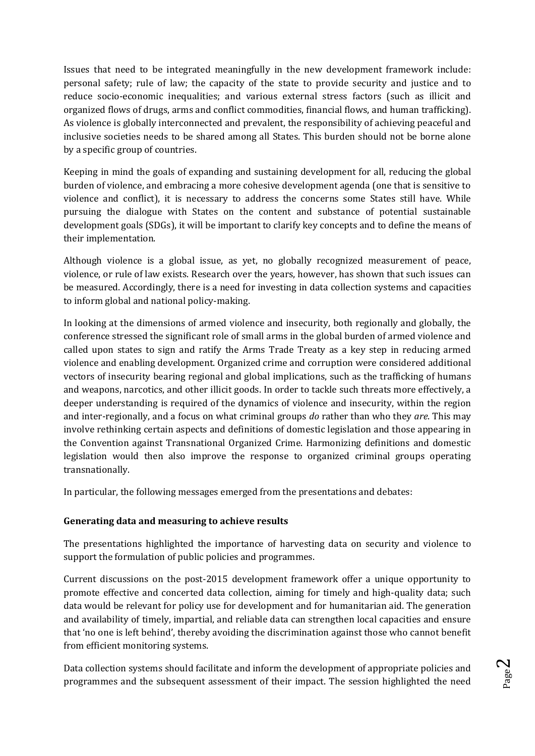Issues that need to be integrated meaningfully in the new development framework include: personal safety; rule of law; the capacity of the state to provide security and justice and to reduce socio-economic inequalities; and various external stress factors (such as illicit and organized flows of drugs, arms and conflict commodities, financial flows, and human trafficking). As violence is globally interconnected and prevalent, the responsibility of achieving peaceful and inclusive societies needs to be shared among all States. This burden should not be borne alone by a specific group of countries.

Keeping in mind the goals of expanding and sustaining development for all, reducing the global burden of violence, and embracing a more cohesive development agenda (one that is sensitive to violence and conflict), it is necessary to address the concerns some States still have. While pursuing the dialogue with States on the content and substance of potential sustainable development goals (SDGs), it will be important to clarify key concepts and to define the means of their implementation.

Although violence is a global issue, as yet, no globally recognized measurement of peace, violence, or rule of law exists. Research over the years, however, has shown that such issues can be measured. Accordingly, there is a need for investing in data collection systems and capacities to inform global and national policy-making.

In looking at the dimensions of armed violence and insecurity, both regionally and globally, the conference stressed the significant role of small arms in the global burden of armed violence and called upon states to sign and ratify the Arms Trade Treaty as a key step in reducing armed violence and enabling development. Organized crime and corruption were considered additional vectors of insecurity bearing regional and global implications, such as the trafficking of humans and weapons, narcotics, and other illicit goods. In order to tackle such threats more effectively, a deeper understanding is required of the dynamics of violence and insecurity, within the region and inter-regionally, and a focus on what criminal groups *do* rather than who they *are*. This may involve rethinking certain aspects and definitions of domestic legislation and those appearing in the Convention against Transnational Organized Crime. Harmonizing definitions and domestic legislation would then also improve the response to organized criminal groups operating transnationally.

In particular, the following messages emerged from the presentations and debates:

### Generating data and measuring to achieve results

The presentations highlighted the importance of harvesting data on security and violence to support the formulation of public policies and programmes.

Current discussions on the post-2015 development framework offer a unique opportunity to promote effective and concerted data collection, aiming for timely and high-quality data; such data would be relevant for policy use for development and for humanitarian aid. The generation and availability of timely, impartial, and reliable data can strengthen local capacities and ensure that 'no one is left behind', thereby avoiding the discrimination against those who cannot benefit from efficient monitoring systems.

Data collection systems should facilitate and inform the development of appropriate policies and programmes and the subsequent assessment of their impact. The session highlighted the need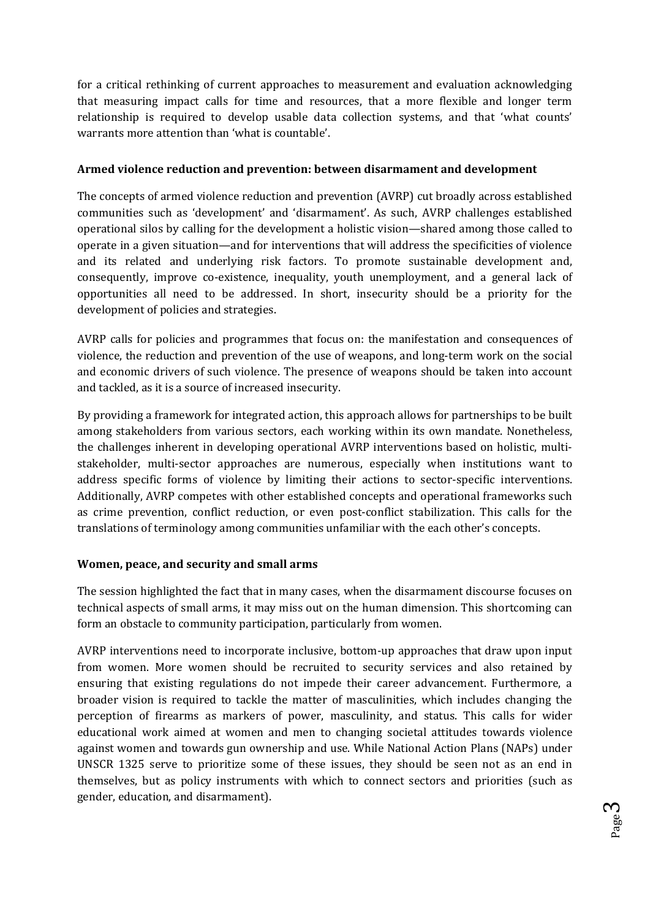for a critical rethinking of current approaches to measurement and evaluation acknowledging that measuring impact calls for time and resources, that a more flexible and longer term relationship is required to develop usable data collection systems, and that 'what counts' warrants more attention than 'what is countable'.

**Armed violence reduction and prevention: between disarmament and development**

The concepts of armed violence reduction and prevention (AVRP) cut broadly across established communities such as 'development' and 'disarmament'. As such, AVRP challenges established operational silos by calling for the development a holistic vision—shared among those called to operate in a given situation—and for interventions that will address the specificities of violence and its related and underlying risk factors. To promote sustainable development and, consequently, improve co-existence, inequality, youth unemployment, and a general lack of opportunities all need to be addressed. In short, insecurity should be a priority for the development of policies and strategies.

AVRP calls for policies and programmes that focus on: the manifestation and consequences of violence, the reduction and prevention of the use of weapons, and long-term work on the social and economic drivers of such violence. The presence of weapons should be taken into account and tackled, as it is a source of increased insecurity.

By providing a framework for integrated action, this approach allows for partnerships to be built among stakeholders from various sectors, each working within its own mandate. Nonetheless, the challenges inherent in developing operational AVRP interventions based on holistic, multi-stakeholder, multi-sector approaches are numerous, especially when institutions want to address specific forms of violence by limiting their actions to sector-specific interventions. Additionally, AVRP competes with other established concepts and operational frameworks such as crime prevention, conflict reduction, or even post-conflict stabilization. This calls for the translations of terminology among communities unfamiliar with the each other's concepts.

**Women, peace, and security and small arms**

The session highlighted the fact that in many cases, when the disarmament discourse focuses on technical aspects of small arms, it may miss out on the human dimension. This shortcoming can form an obstacle to community participation, particularly from women.

AVRP interventions need to incorporate inclusive, bottom-up approaches that draw upon input from women. More women should be recruited to security services and also retained by ensuring that existing regulations do not impede their career advancement. Furthermore, a broader vision is required to tackle the matter of masculinities, which includes changing the perception of firearms as markers of power, masculinity, and status. This calls for wider educational work aimed at women and men to changing societal attitudes towards violence against women and towards gun ownership and use. While National Action Plans (NAPs) under UNSCR 1325 serve to prioritize some of these issues, they should be seen not as an end in themselves, but as policy instruments with which to connect sectors and priorities (such as gender, education, and disarmament).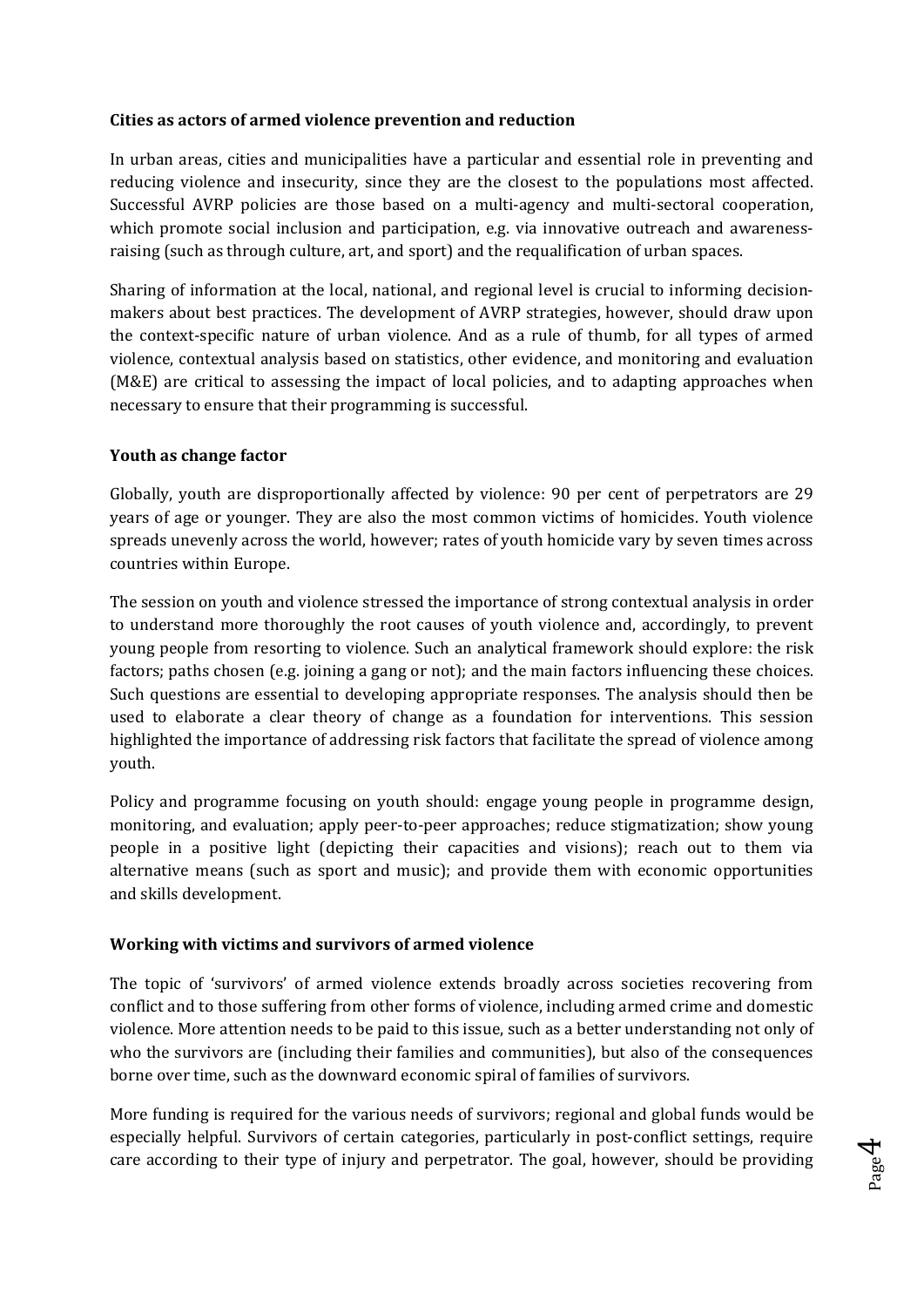**Cities as actors of armed violence prevention and reduction**

In urban areas, cities and municipalities have a particular and essential role in preventing and reducing violence and insecurity, since they are the closest to the populations most affected. Successful AVRP policies are those based on a multi-agency and multi-sectoral cooperation, which promote social inclusion and participation, e.g. via innovative outreach and awareness-raising (such as through culture, art, and sport) and the requalification of urban spaces.

Sharing of information at the local, national, and regional level is crucial to informing decision-makers about best practices. The development of AVRP strategies, however, should draw upon the context-specific nature of urban violence. And as a rule of thumb, for all types of armed violence, contextual analysis based on statistics, other evidence, and monitoring and evaluation (M&E) are critical to assessing the impact of local policies, and to adapting approaches when necessary to ensure that their programming is successful.

**Youth as change factor**

Globally, youth are disproportionally affected by violence: 90 per cent of perpetrators are 29 years of age or younger. They are also the most common victims of homicides. Youth violence spreads unevenly across the world, however; rates of youth homicide vary by seven times across countries within Europe.

The session on youth and violence stressed the importance of strong contextual analysis in order to understand more thoroughly the root causes of youth violence and, accordingly, to prevent young people from resorting to violence. Such an analytical framework should explore: the risk factors; paths chosen (e.g. joining a gang or not); and the main factors influencing these choices. Such questions are essential to developing appropriate responses. The analysis should then be used to elaborate a clear theory of change as a foundation for interventions. This session highlighted the importance of addressing risk factors that facilitate the spread of violence among youth.

Policy and programme focusing on youth should: engage young people in programme design, monitoring, and evaluation; apply peer-to-peer approaches; reduce stigmatization; show young people in a positive light (depicting their capacities and visions); reach out to them via alternative means (such as sport and music); and provide them with economic opportunities and skills development.

**Working with victims and survivors of armed violence**

The topic of 'survivors' of armed violence extends broadly across societies recovering from conflict and to those suffering from other forms of violence, including armed crime and domestic violence. More attention needs to be paid to this issue, such as a better understanding not only of who the survivors are (including their families and communities), but also of the consequences borne over time, such as the downward economic spiral of families of survivors.

More funding is required for the various needs of survivors; regional and global funds would be especially helpful. Survivors of certain categories, particularly in post-conflict settings, require care according to their type of injury and perpetrator. The goal, however, should be providing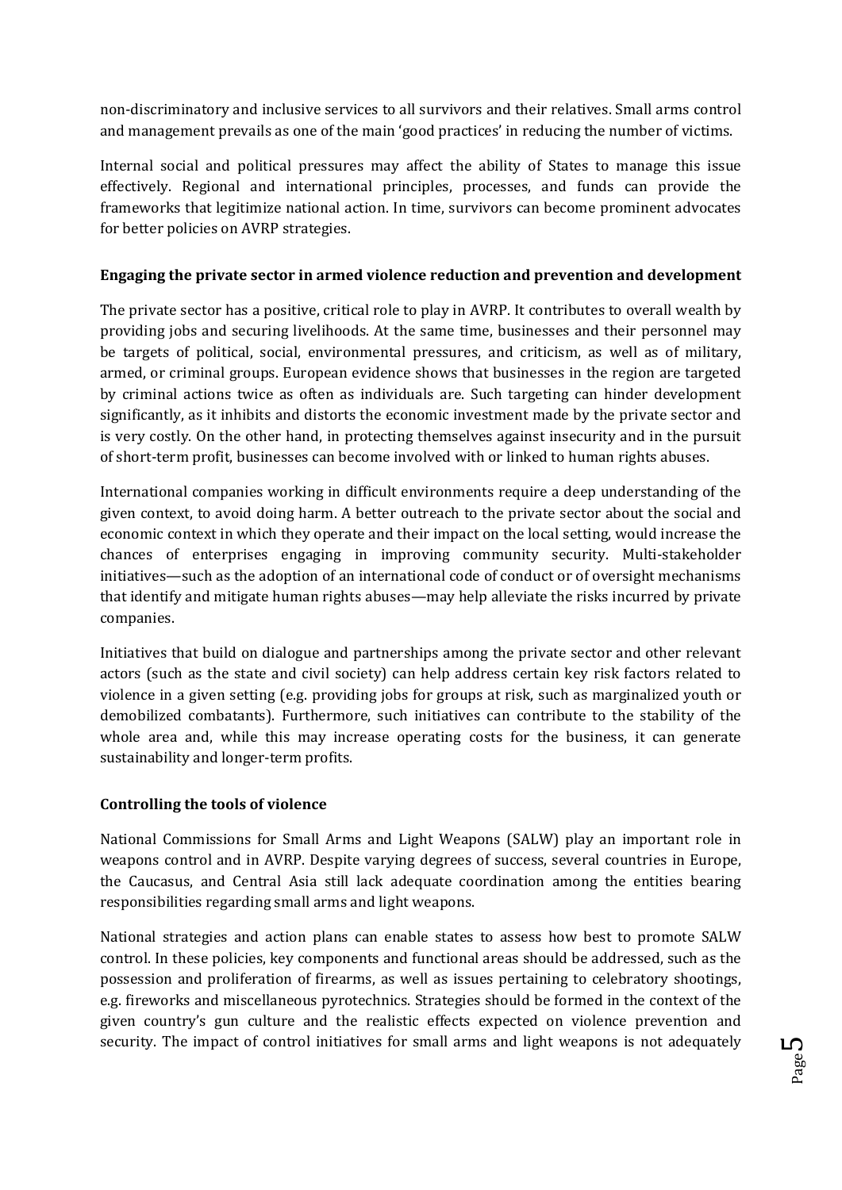non-discriminatory and inclusive services to all survivors and their relatives. Small arms control and management prevails as one of the main 'good practices' in reducing the number of victims.

Internal social and political pressures may affect the ability of States to manage this issue effectively. Regional and international principles, processes, and funds can provide the frameworks that legitimize national action. In time, survivors can become prominent advocates for better policies on AVRP strategies.

**Engaging the private sector in armed violence reduction and prevention and development**

The private sector has a positive, critical role to play in AVRP. It contributes to overall wealth by providing jobs and securing livelihoods. At the same time, businesses and their personnel may be targets of political, social, environmental pressures, and criticism, as well as of military, armed, or criminal groups. European evidence shows that businesses in the region are targeted by criminal actions twice as often as individuals are. Such targeting can hinder development significantly, as it inhibits and distorts the economic investment made by the private sector and is very costly. On the other hand, in protecting themselves against insecurity and in the pursuit of short-term profit, businesses can become involved with or linked to human rights abuses.

International companies working in difficult environments require a deep understanding of the given context, to avoid doing harm. A better outreach to the private sector about the social and economic context in which they operate and their impact on the local setting, would increase the chances of enterprises engaging in improving community security. Multi-stakeholder initiatives—such as the adoption of an international code of conduct or of oversight mechanisms that identify and mitigate human rights abuses—may help alleviate the risks incurred by private companies.

Initiatives that build on dialogue and partnerships among the private sector and other relevant actors (such as the state and civil society) can help address certain key risk factors related to violence in a given setting (e.g. providing jobs for groups at risk, such as marginalized youth or demobilized combatants). Furthermore, such initiatives can contribute to the stability of the whole area and, while this may increase operating costs for the business, it can generate sustainability and longer-term profits.

**Controlling the tools of violence**

National Commissions for Small Arms and Light Weapons (SALW) play an important role in weapons control and in AVRP. Despite varying degrees of success, several countries in Europe, the Caucasus, and Central Asia still lack adequate coordination among the entities bearing responsibilities regarding small arms and light weapons.

National strategies and action plans can enable states to assess how best to promote SALW control. In these policies, key components and functional areas should be addressed, such as the possession and proliferation of firearms, as well as issues pertaining to celebratory shootings, e.g. fireworks and miscellaneous pyrotechnics. Strategies should be formed in the context of the given country's gun culture and the realistic effects expected on violence prevention and security. The impact of control initiatives for small arms and light weapons is not adequately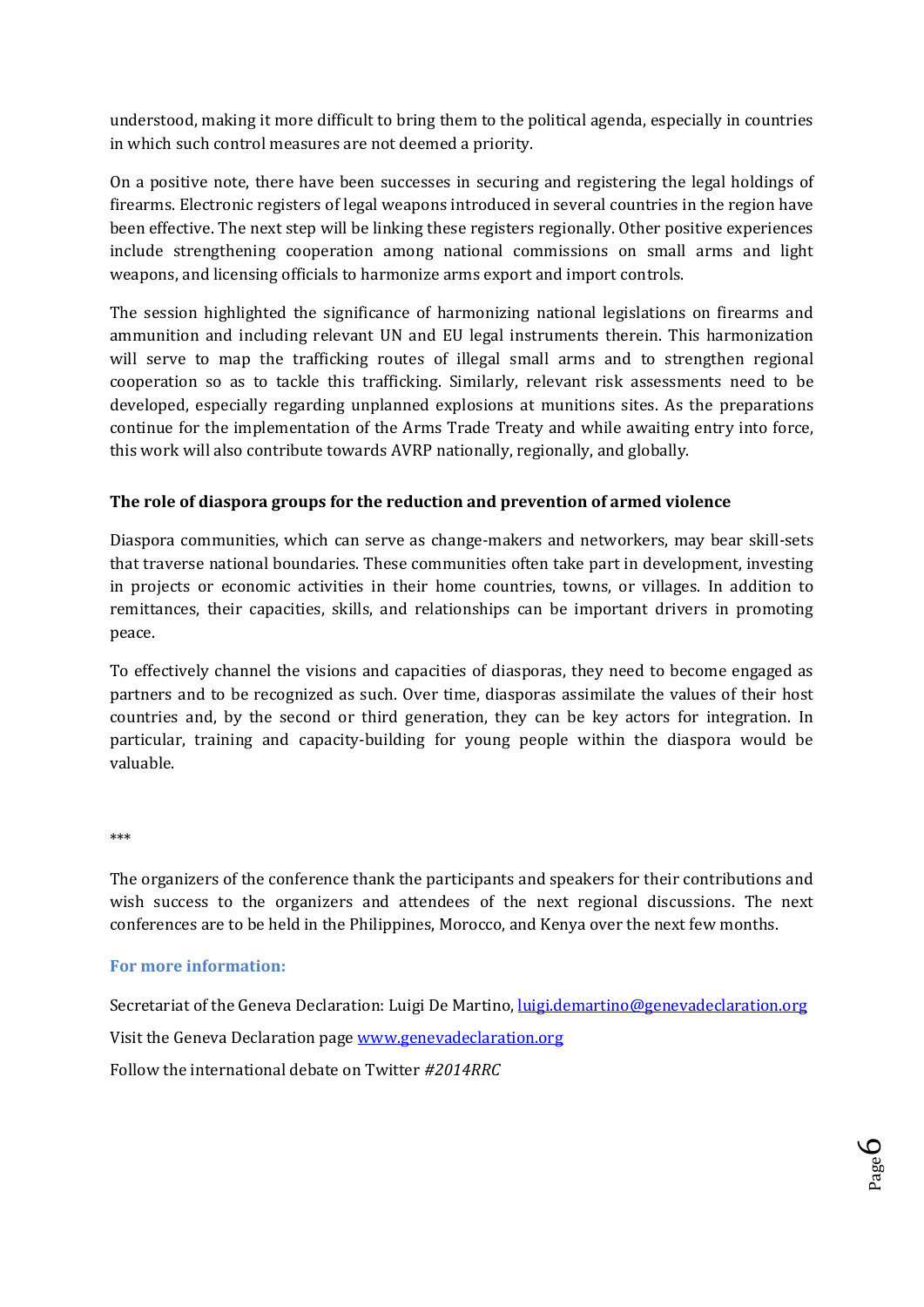understood, making it more difficult to bring them to the political agenda, especially in countries in which such control measures are not deemed a priority.

On a positive note, there have been successes in securing and registering the legal holdings of firearms. Electronic registers of legal weapons introduced in several countries in the region have been effective. The next step will be linking these registers regionally. Other positive experiences include strengthening cooperation among national commissions on small arms and light weapons, and licensing officials to harmonize arms export and import controls.

The session highlighted the significance of harmonizing national legislations on firearms and ammunition and including relevant UN and EU legal instruments therein. This harmonization will serve to map the trafficking routes of illegal small arms and to strengthen regional cooperation so as to tackle this trafficking. Similarly, relevant risk assessments need to be developed, especially regarding unplanned explosions at munitions sites. As the preparations continue for the implementation of the Arms Trade Treaty and while awaiting entry into force, this work will also contribute towards AVRP nationally, regionally, and globally.

**The role of diaspora groups for the reduction and prevention of armed violence**

Diaspora communities, which can serve as change-makers and networkers, may bear skill-sets that traverse national boundaries. These communities often take part in development, investing in projects or economic activities in their home countries, towns, or villages. In addition to remittances, their capacities, skills, and relationships can be important drivers in promoting peace.

To effectively channel the visions and capacities of diasporas, they need to become engaged as partners and to be recognized as such. Over time, diasporas assimilate the values of their host countries and, by the second or third generation, they can be key actors for integration. In particular, training and capacity-building for young people within the diaspora would be valuable.

***

The organizers of the conference thank the participants and speakers for their contributions and wish success to the organizers and attendees of the next regional discussions. The next conferences are to be held in the Philippines, Morocco, and Kenya over the next few months.

**For more information:**

Secretariat of the Geneva Declaration: Luigi De Martino, luigi.demartino@genevadeclaration.org

Visit the Geneva Declaration page www.genevadeclaration.org

Follow the international debate on Twitter *#2014RRC*